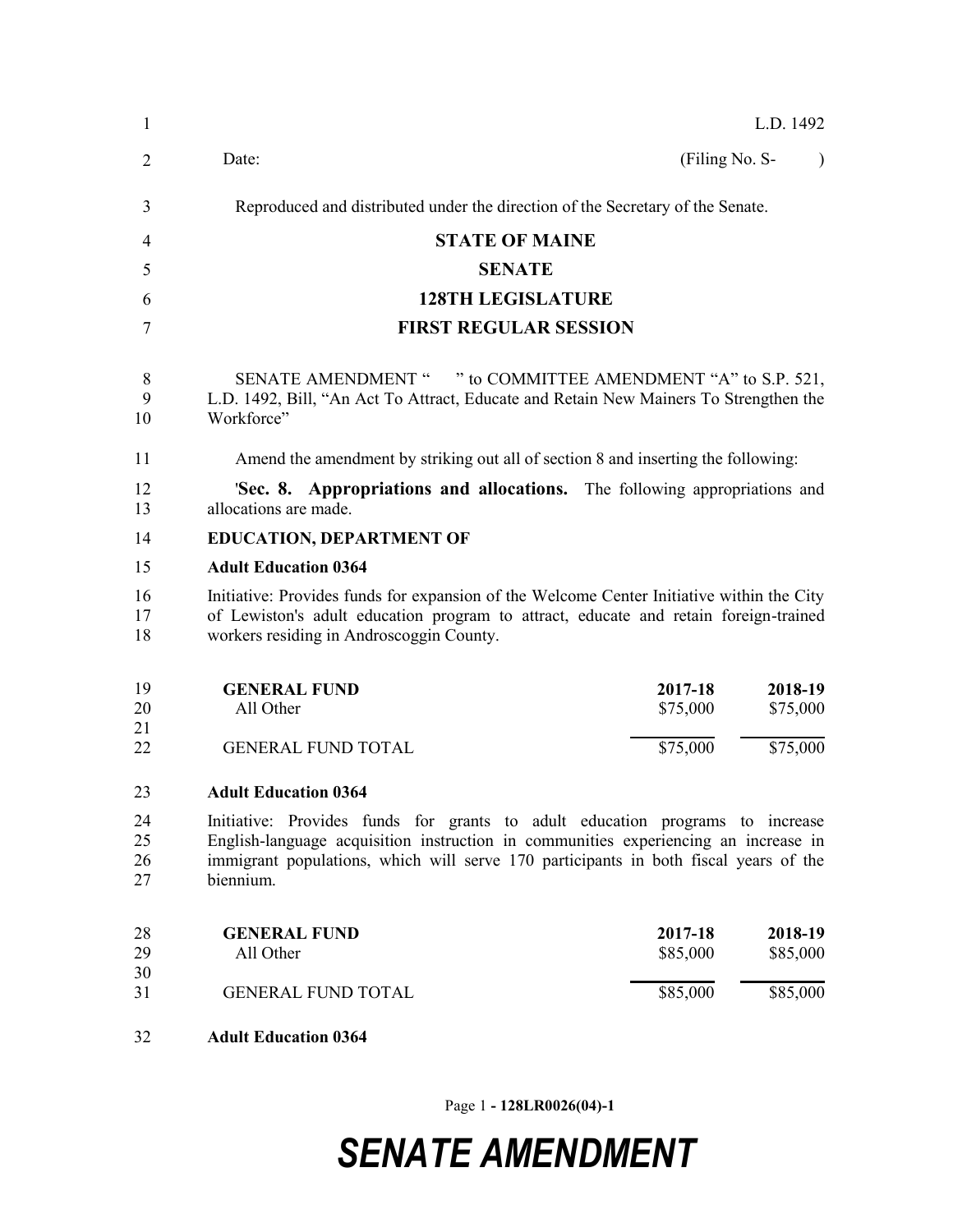L.D. 1492

Date: (Filing No. S- )

Reproduced and distributed under the direction of the Secretary of the Senate.

# STATE OF MAINE

## SENATE

## 128TH LEGISLATURE

## FIRST REGULAR SESSION

SENATE AMENDMENT " " to COMMITTEE AMENDMENT "A" to S.P. 521, L.D. 1492, Bill, "An Act To Attract, Educate and Retain New Mainers To Strengthen the Workforce"

Amend the amendment by striking out all of section 8 and inserting the following:

'**Sec. 8. Appropriations and allocations.** The following appropriations and allocations are made.

**EDUCATION, DEPARTMENT OF**

**Adult Education 0364**

Initiative: Provides funds for expansion of the Welcome Center Initiative within the City of Lewiston's adult education program to attract, educate and retain foreign-trained workers residing in Androscoggin County.

| GENERAL FUND | 2017-18 | 2018-19 |
|---|---|---|
| All Other | $75,000 | $75,000 |
| GENERAL FUND TOTAL | $75,000 | $75,000 |

**Adult Education 0364**

Initiative: Provides funds for grants to adult education programs to increase English-language acquisition instruction in communities experiencing an increase in immigrant populations, which will serve 170 participants in both fiscal years of the biennium.

| GENERAL FUND | 2017-18 | 2018-19 |
|---|---|---|
| All Other | $85,000 | $85,000 |
| GENERAL FUND TOTAL | $85,000 | $85,000 |

**Adult Education 0364**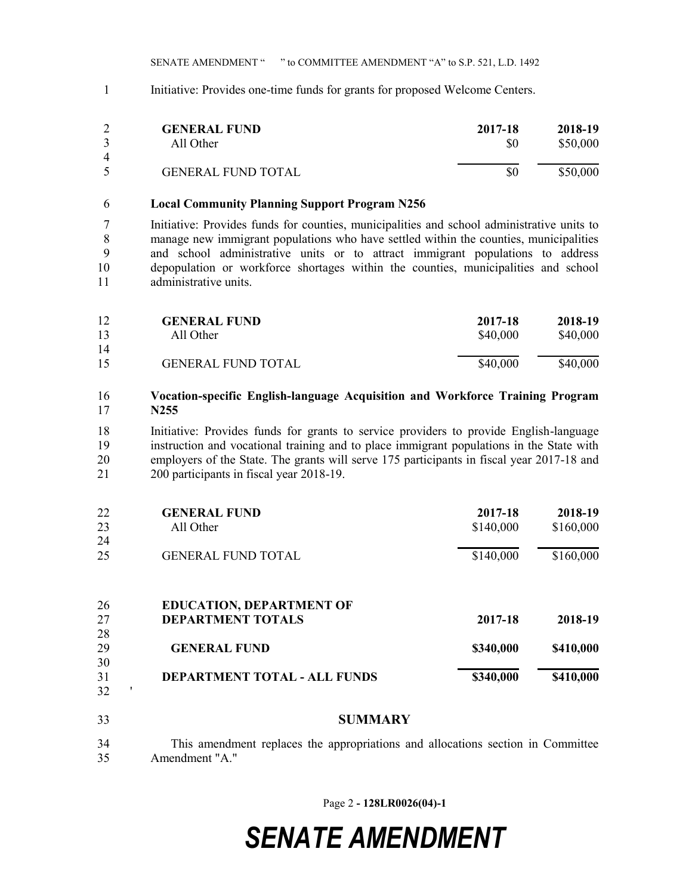Initiative: Provides one-time funds for grants for proposed Welcome Centers.

| GENERAL FUND | 2017-18 | 2018-19 |
|---|---|---|
| All Other | $0 | $50,000 |
| GENERAL FUND TOTAL | $0 | $50,000 |

**Local Community Planning Support Program N256**

Initiative: Provides funds for counties, municipalities and school administrative units to manage new immigrant populations who have settled within the counties, municipalities and school administrative units or to attract immigrant populations to address depopulation or workforce shortages within the counties, municipalities and school administrative units.

| GENERAL FUND | 2017-18 | 2018-19 |
|---|---|---|
| All Other | $40,000 | $40,000 |
| GENERAL FUND TOTAL | $40,000 | $40,000 |

**Vocation-specific English-language Acquisition and Workforce Training Program N255**

Initiative: Provides funds for grants to service providers to provide English-language instruction and vocational training and to place immigrant populations in the State with employers of the State. The grants will serve 175 participants in fiscal year 2017-18 and 200 participants in fiscal year 2018-19.

| GENERAL FUND | 2017-18 | 2018-19 |
|---|---|---|
| All Other | $140,000 | $160,000 |
| GENERAL FUND TOTAL | $140,000 | $160,000 |

| EDUCATION, DEPARTMENT OF<br>DEPARTMENT TOTALS | 2017-18 | 2018-19 |
|---|---|---|
| **GENERAL FUND** | **$340,000** | **$410,000** |
| **DEPARTMENT TOTAL - ALL FUNDS** | **$340,000** | **$410,000** |

'

## SUMMARY

This amendment replaces the appropriations and allocations section in Committee Amendment "A."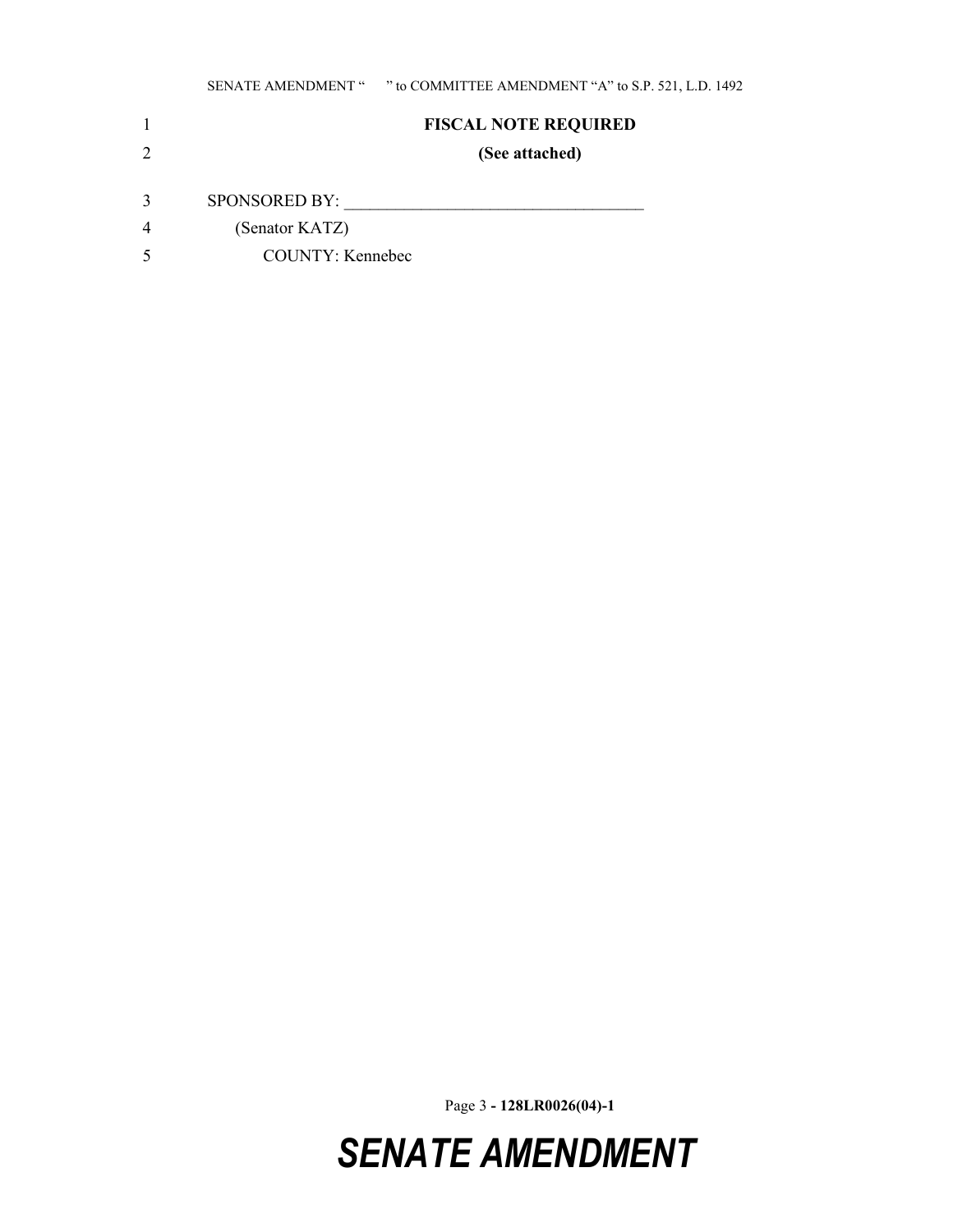**FISCAL NOTE REQUIRED**

**(See attached)**

SPONSORED BY: ____________________________________

(Senator KATZ)

COUNTY: Kennebec